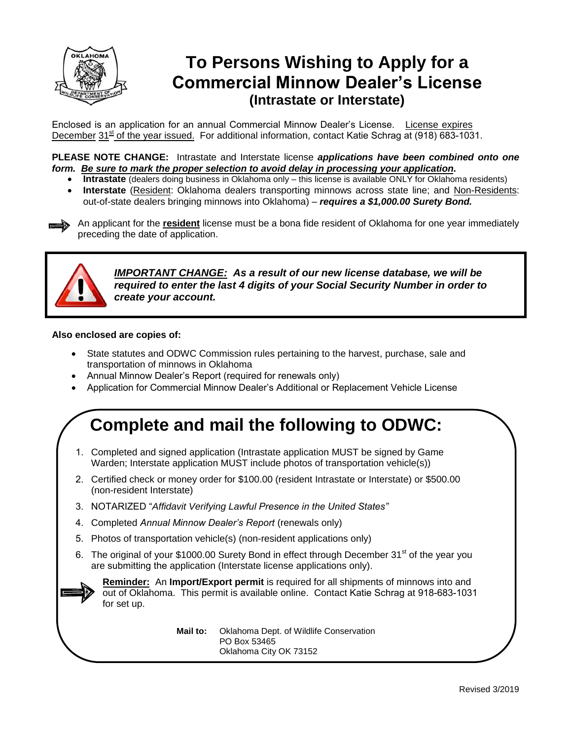# To Persons Wishing to Apply for a Commercial Minnow Dealer's License
## (Intrastate or Interstate)

Enclosed is an application for an annual Commercial Minnow Dealer's License. License expires December 31st of the year issued. For additional information, contact Katie Schrag at (918) 683-1031.

**PLEASE NOTE CHANGE:** Intrastate and Interstate license ***applications have been combined onto one form. Be sure to mark the proper selection to avoid delay in processing your application.***

- **Intrastate** (dealers doing business in Oklahoma only – this license is available ONLY for Oklahoma residents)
- **Interstate** (Resident: Oklahoma dealers transporting minnows across state line; and Non-Residents: out-of-state dealers bringing minnows into Oklahoma) – ***requires a $1,000.00 Surety Bond.***

An applicant for the **resident** license must be a bona fide resident of Oklahoma for one year immediately preceding the date of application.

***IMPORTANT CHANGE: As a result of our new license database, we will be required to enter the last 4 digits of your Social Security Number in order to create your account.***

**Also enclosed are copies of:**

- State statutes and ODWC Commission rules pertaining to the harvest, purchase, sale and transportation of minnows in Oklahoma
- Annual Minnow Dealer's Report (required for renewals only)
- Application for Commercial Minnow Dealer's Additional or Replacement Vehicle License

## Complete and mail the following to ODWC:

1. Completed and signed application (Intrastate application MUST be signed by Game Warden; Interstate application MUST include photos of transportation vehicle(s))
2. Certified check or money order for $100.00 (resident Intrastate or Interstate) or $500.00 (non-resident Interstate)
3. NOTARIZED "*Affidavit Verifying Lawful Presence in the United States"*
4. Completed *Annual Minnow Dealer's Report* (renewals only)
5. Photos of transportation vehicle(s) (non-resident applications only)
6. The original of your $1000.00 Surety Bond in effect through December 31st of the year you are submitting the application (Interstate license applications only).

**Reminder:** An **Import/Export permit** is required for all shipments of minnows into and out of Oklahoma. This permit is available online. Contact Katie Schrag at 918-683-1031 for set up.

**Mail to:** Oklahoma Dept. of Wildlife Conservation
PO Box 53465
Oklahoma City OK 73152

Revised 3/2019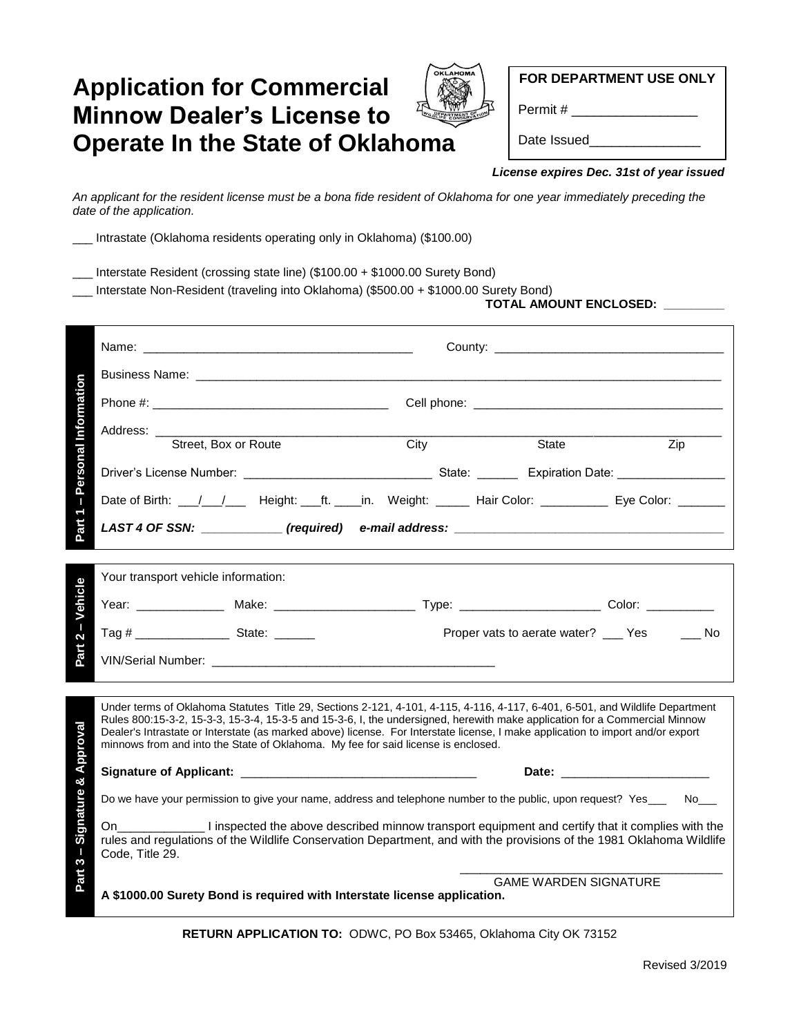# Application for Commercial Minnow Dealer's License to Operate In the State of Oklahoma

**FOR DEPARTMENT USE ONLY**

Permit # ________________

Date Issued_______________

***License expires Dec. 31st of year issued***

*An applicant for the resident license must be a bona fide resident of Oklahoma for one year immediately preceding the date of the application.*

___ Intrastate (Oklahoma residents operating only in Oklahoma) ($100.00)

___ Interstate Resident (crossing state line) ($100.00 + $1000.00 Surety Bond)

___ Interstate Non-Resident (traveling into Oklahoma) ($500.00 + $1000.00 Surety Bond)

**TOTAL AMOUNT ENCLOSED: _________**

## Part 1 – Personal Information

Name: ________________________________________ County: _________________________________

Business Name: _______________________________________________________________________________

Phone #: ___________________________________ Cell phone: ______________________________________

Address: _____________________________________________________________________________________
Street, Box or Route — City — State — Zip

Driver's License Number: ____________________________ State: ______ Expiration Date: ________________

Date of Birth: ___/___/___ Height: ___ft. ____in. Weight: _____ Hair Color: __________ Eye Color: _______

***LAST 4 OF SSN: ____________ (required) e-mail address: ______________________________________***

## Part 2 – Vehicle

Your transport vehicle information:

Year: _____________ Make: _____________________ Type: _____________________ Color: __________

Tag # ______________ State: ______ Proper vats to aerate water? ___ Yes ___ No

VIN/Serial Number: ___________________________________________

## Part 3 – Signature & Approval

Under terms of Oklahoma Statutes Title 29, Sections 2-121, 4-101, 4-115, 4-116, 4-117, 6-401, 6-501, and Wildlife Department Rules 800:15-3-2, 15-3-3, 15-3-4, 15-3-5 and 15-3-6, I, the undersigned, herewith make application for a Commercial Minnow Dealer's Intrastate or Interstate (as marked above) license. For Interstate license, I make application to import and/or export minnows from and into the State of Oklahoma. My fee for said license is enclosed.

**Signature of Applicant:** ___________________________________ **Date:** ______________________

Do we have your permission to give your name, address and telephone number to the public, upon request? Yes___ No___

On_____________ I inspected the above described minnow transport equipment and certify that it complies with the rules and regulations of the Wildlife Conservation Department, and with the provisions of the 1981 Oklahoma Wildlife Code, Title 29.

______________________________________
GAME WARDEN SIGNATURE

**A $1000.00 Surety Bond is required with Interstate license application.**

**RETURN APPLICATION TO:** ODWC, PO Box 53465, Oklahoma City OK 73152

Revised 3/2019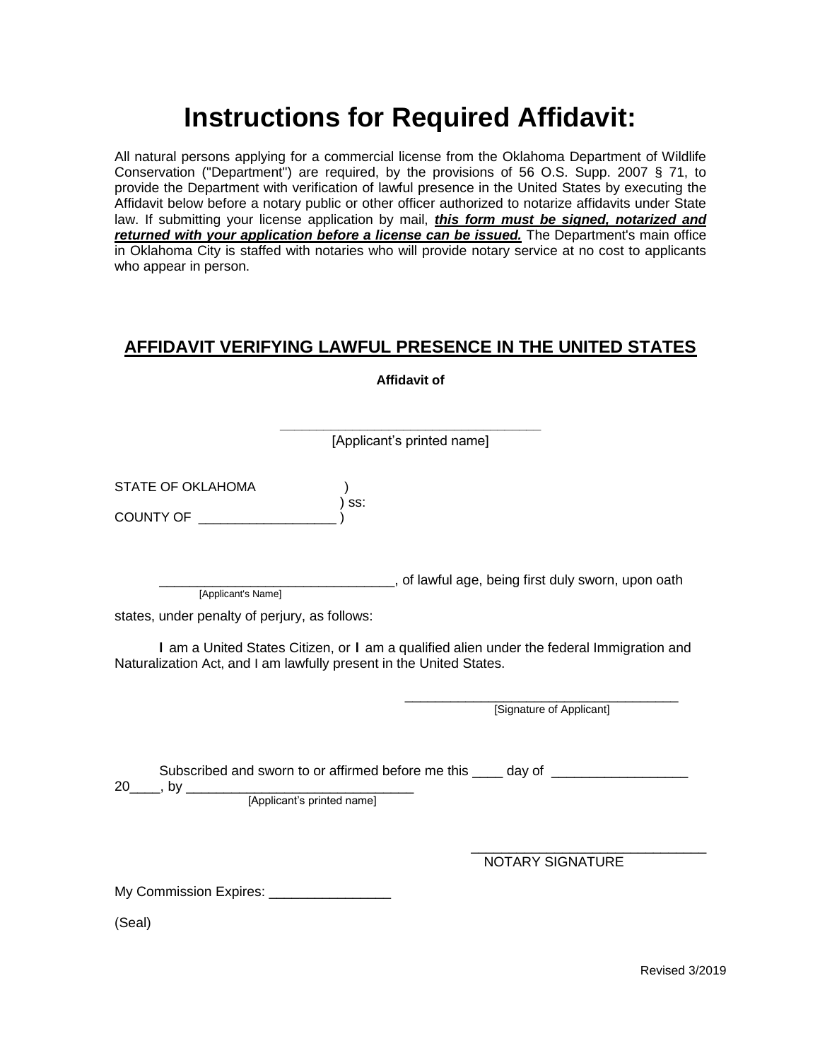# Instructions for Required Affidavit:

All natural persons applying for a commercial license from the Oklahoma Department of Wildlife Conservation ("Department") are required, by the provisions of 56 O.S. Supp. 2007 § 71, to provide the Department with verification of lawful presence in the United States by executing the Affidavit below before a notary public or other officer authorized to notarize affidavits under State law. If submitting your license application by mail, ***this form must be signed, notarized and returned with your application before a license can be issued.*** The Department's main office in Oklahoma City is staffed with notaries who will provide notary service at no cost to applicants who appear in person.

## AFFIDAVIT VERIFYING LAWFUL PRESENCE IN THE UNITED STATES

**Affidavit of**

\_\_\_\_\_\_\_\_\_\_\_\_\_\_\_\_\_\_\_\_\_\_\_\_\_\_\_\_\_\_\_\_\_\_\_\_
[Applicant's printed name]

STATE OF OKLAHOMA )
) ss:
COUNTY OF \_\_\_\_\_\_\_\_\_\_\_\_\_\_\_\_\_\_ )

\_\_\_\_\_\_\_\_\_\_\_\_\_\_\_\_\_\_\_\_\_\_\_\_\_\_\_\_\_\_\_\_, of lawful age, being first duly sworn, upon oath
[Applicant's Name]

states, under penalty of perjury, as follows:

I am a United States Citizen, or I am a qualified alien under the federal Immigration and Naturalization Act, and I am lawfully present in the United States.

\_\_\_\_\_\_\_\_\_\_\_\_\_\_\_\_\_\_\_\_\_\_\_\_\_\_\_\_\_\_\_\_\_\_\_\_\_
[Signature of Applicant]

Subscribed and sworn to or affirmed before me this \_\_\_\_ day of \_\_\_\_\_\_\_\_\_\_\_\_\_\_\_\_\_\_ 20\_\_\_\_, by \_\_\_\_\_\_\_\_\_\_\_\_\_\_\_\_\_\_\_\_\_\_\_\_\_\_\_\_\_\_\_
[Applicant's printed name]

\_\_\_\_\_\_\_\_\_\_\_\_\_\_\_\_\_\_\_\_\_\_\_\_\_\_\_\_\_\_\_\_
NOTARY SIGNATURE

My Commission Expires: \_\_\_\_\_\_\_\_\_\_\_\_\_\_\_\_

(Seal)

Revised 3/2019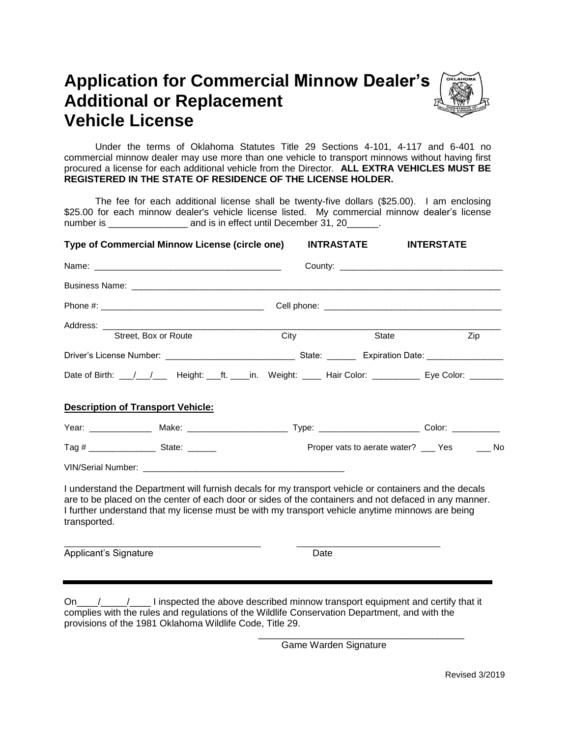# Application for Commercial Minnow Dealer's Additional or Replacement Vehicle License

Under the terms of Oklahoma Statutes Title 29 Sections 4-101, 4-117 and 6-401 no commercial minnow dealer may use more than one vehicle to transport minnows without having first procured a license for each additional vehicle from the Director. **ALL EXTRA VEHICLES MUST BE REGISTERED IN THE STATE OF RESIDENCE OF THE LICENSE HOLDER.**

The fee for each additional license shall be twenty-five dollars ($25.00). I am enclosing $25.00 for each minnow dealer's vehicle license listed. My commercial minnow dealer's license number is _______________ and is in effect until December 31, 20______.

**Type of Commercial Minnow License (circle one)** **INTRASTATE** **INTERSTATE**

Name: ________________________________________ County: __________________________________

Business Name: ________________________________________________________________________________

Phone #: __________________________________ Cell phone: ____________________________________

Address: ________________________________________________________________________________
Street, Box or Route City State Zip

Driver's License Number: ___________________________ State: ______ Expiration Date: ________________

Date of Birth: ___/___/___ Height: ___ft. ____in. Weight: ____ Hair Color: __________ Eye Color: _______

**Description of Transport Vehicle:**

Year: _____________ Make: ____________________ Type: ____________________ Color: __________

Tag # ______________ State: ______ Proper vats to aerate water? ___ Yes ___ No

VIN/Serial Number: __________________________________________

I understand the Department will furnish decals for my transport vehicle or containers and the decals are to be placed on the center of each door or sides of the containers and not defaced in any manner. I further understand that my license must be with my transport vehicle anytime minnows are being transported.

_______________________________________ ____________________________
Applicant's Signature Date

---

On____/_____/____ I inspected the above described minnow transport equipment and certify that it complies with the rules and regulations of the Wildlife Conservation Department, and with the provisions of the 1981 Oklahoma Wildlife Code, Title 29.

_______________________________________
Game Warden Signature

Revised 3/2019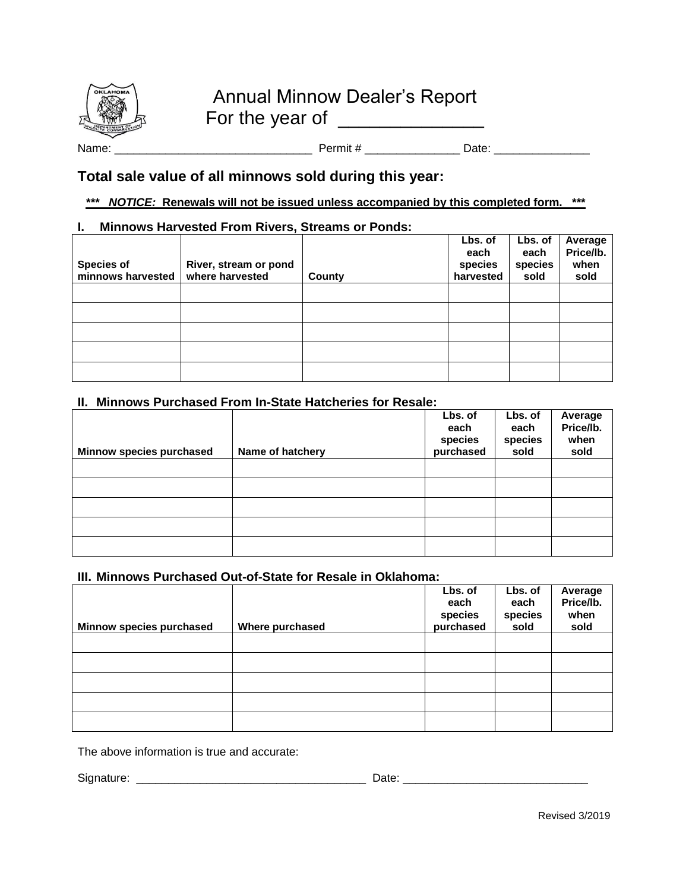# Annual Minnow Dealer's Report
## For the year of ______________

Name: ______________________________ Permit # ______________ Date: ______________

## Total sale value of all minnows sold during this year:

***Notice:** ***Renewals will not be issued unless accompanied by this completed form.*** 

### I. Minnows Harvested From Rivers, Streams or Ponds:

| Species of minnows harvested | River, stream or pond where harvested | County | Lbs. of each species harvested | Lbs. of each species sold | Average Price/lb. when sold |
|---|---|---|---|---|---|
| | | | | | |
| | | | | | |
| | | | | | |
| | | | | | |
| | | | | | |

### II. Minnows Purchased From In-State Hatcheries for Resale:

| Minnow species purchased | Name of hatchery | Lbs. of each species purchased | Lbs. of each species sold | Average Price/lb. when sold |
|---|---|---|---|---|
| | | | | |
| | | | | |
| | | | | |
| | | | | |
| | | | | |

### III. Minnows Purchased Out-of-State for Resale in Oklahoma:

| Minnow species purchased | Where purchased | Lbs. of each species purchased | Lbs. of each species sold | Average Price/lb. when sold |
|---|---|---|---|---|
| | | | | |
| | | | | |
| | | | | |
| | | | | |
| | | | | |

The above information is true and accurate:

Signature: ___________________________________ Date: ____________________________

Revised 3/2019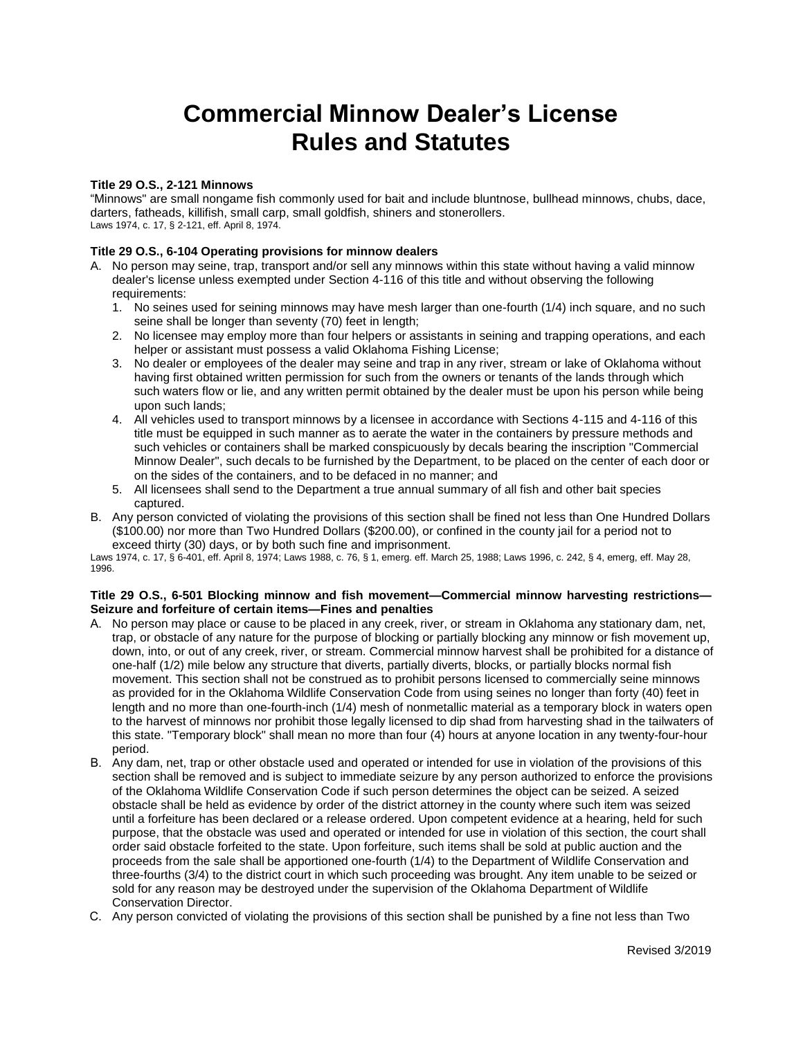# Commercial Minnow Dealer's License Rules and Statutes

**Title 29 O.S., 2-121 Minnows**

"Minnows" are small nongame fish commonly used for bait and include bluntnose, bullhead minnows, chubs, dace, darters, fatheads, killifish, small carp, small goldfish, shiners and stonerollers.

Laws 1974, c. 17, § 2-121, eff. April 8, 1974.

**Title 29 O.S., 6-104 Operating provisions for minnow dealers**

A. No person may seine, trap, transport and/or sell any minnows within this state without having a valid minnow dealer's license unless exempted under Section 4-116 of this title and without observing the following requirements:
   1. No seines used for seining minnows may have mesh larger than one-fourth (1/4) inch square, and no such seine shall be longer than seventy (70) feet in length;
   2. No licensee may employ more than four helpers or assistants in seining and trapping operations, and each helper or assistant must possess a valid Oklahoma Fishing License;
   3. No dealer or employees of the dealer may seine and trap in any river, stream or lake of Oklahoma without having first obtained written permission for such from the owners or tenants of the lands through which such waters flow or lie, and any written permit obtained by the dealer must be upon his person while being upon such lands;
   4. All vehicles used to transport minnows by a licensee in accordance with Sections 4-115 and 4-116 of this title must be equipped in such manner as to aerate the water in the containers by pressure methods and such vehicles or containers shall be marked conspicuously by decals bearing the inscription "Commercial Minnow Dealer", such decals to be furnished by the Department, to be placed on the center of each door or on the sides of the containers, and to be defaced in no manner; and
   5. All licensees shall send to the Department a true annual summary of all fish and other bait species captured.

B. Any person convicted of violating the provisions of this section shall be fined not less than One Hundred Dollars ($100.00) nor more than Two Hundred Dollars ($200.00), or confined in the county jail for a period not to exceed thirty (30) days, or by both such fine and imprisonment.

Laws 1974, c. 17, § 6-401, eff. April 8, 1974; Laws 1988, c. 76, § 1, emerg. eff. March 25, 1988; Laws 1996, c. 242, § 4, emerg, eff. May 28, 1996.

**Title 29 O.S., 6-501 Blocking minnow and fish movement—Commercial minnow harvesting restrictions—Seizure and forfeiture of certain items—Fines and penalties**

A. No person may place or cause to be placed in any creek, river, or stream in Oklahoma any stationary dam, net, trap, or obstacle of any nature for the purpose of blocking or partially blocking any minnow or fish movement up, down, into, or out of any creek, river, or stream. Commercial minnow harvest shall be prohibited for a distance of one-half (1/2) mile below any structure that diverts, partially diverts, blocks, or partially blocks normal fish movement. This section shall not be construed as to prohibit persons licensed to commercially seine minnows as provided for in the Oklahoma Wildlife Conservation Code from using seines no longer than forty (40) feet in length and no more than one-fourth-inch (1/4) mesh of nonmetallic material as a temporary block in waters open to the harvest of minnows nor prohibit those legally licensed to dip shad from harvesting shad in the tailwaters of this state. "Temporary block" shall mean no more than four (4) hours at anyone location in any twenty-four-hour period.

B. Any dam, net, trap or other obstacle used and operated or intended for use in violation of the provisions of this section shall be removed and is subject to immediate seizure by any person authorized to enforce the provisions of the Oklahoma Wildlife Conservation Code if such person determines the object can be seized. A seized obstacle shall be held as evidence by order of the district attorney in the county where such item was seized until a forfeiture has been declared or a release ordered. Upon competent evidence at a hearing, held for such purpose, that the obstacle was used and operated or intended for use in violation of this section, the court shall order said obstacle forfeited to the state. Upon forfeiture, such items shall be sold at public auction and the proceeds from the sale shall be apportioned one-fourth (1/4) to the Department of Wildlife Conservation and three-fourths (3/4) to the district court in which such proceeding was brought. Any item unable to be seized or sold for any reason may be destroyed under the supervision of the Oklahoma Department of Wildlife Conservation Director.

C. Any person convicted of violating the provisions of this section shall be punished by a fine not less than Two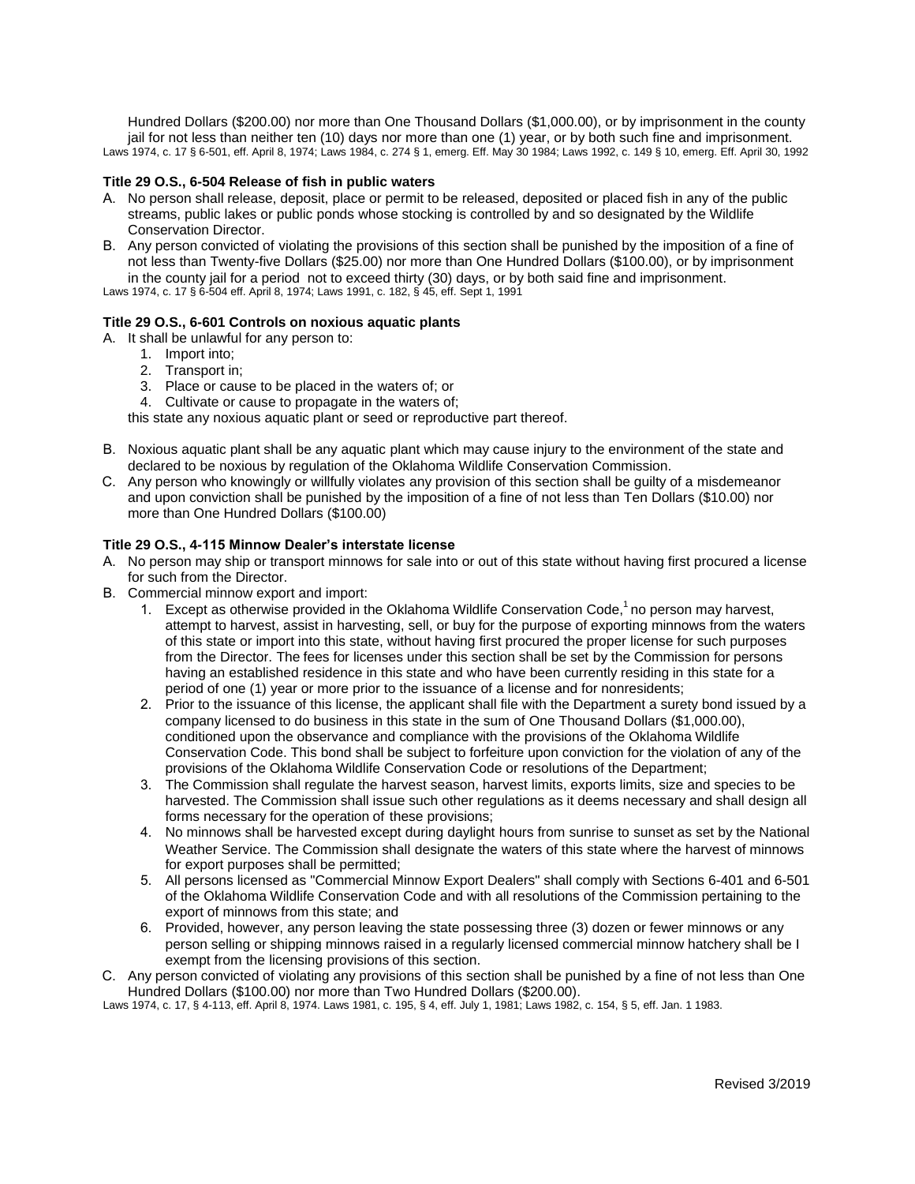Hundred Dollars ($200.00) nor more than One Thousand Dollars ($1,000.00), or by imprisonment in the county jail for not less than neither ten (10) days nor more than one (1) year, or by both such fine and imprisonment.

Laws 1974, c. 17 § 6-501, eff. April 8, 1974; Laws 1984, c. 274 § 1, emerg. Eff. May 30 1984; Laws 1992, c. 149 § 10, emerg. Eff. April 30, 1992

**Title 29 O.S., 6-504 Release of fish in public waters**

A. No person shall release, deposit, place or permit to be released, deposited or placed fish in any of the public streams, public lakes or public ponds whose stocking is controlled by and so designated by the Wildlife Conservation Director.
B. Any person convicted of violating the provisions of this section shall be punished by the imposition of a fine of not less than Twenty-five Dollars ($25.00) nor more than One Hundred Dollars ($100.00), or by imprisonment in the county jail for a period not to exceed thirty (30) days, or by both said fine and imprisonment.

Laws 1974, c. 17 § 6-504 eff. April 8, 1974; Laws 1991, c. 182, § 45, eff. Sept 1, 1991

**Title 29 O.S., 6-601 Controls on noxious aquatic plants**

A. It shall be unlawful for any person to:
    1. Import into;
    2. Transport in;
    3. Place or cause to be placed in the waters of; or
    4. Cultivate or cause to propagate in the waters of;

    this state any noxious aquatic plant or seed or reproductive part thereof.

B. Noxious aquatic plant shall be any aquatic plant which may cause injury to the environment of the state and declared to be noxious by regulation of the Oklahoma Wildlife Conservation Commission.
C. Any person who knowingly or willfully violates any provision of this section shall be guilty of a misdemeanor and upon conviction shall be punished by the imposition of a fine of not less than Ten Dollars ($10.00) nor more than One Hundred Dollars ($100.00)

**Title 29 O.S., 4-115 Minnow Dealer's interstate license**

A. No person may ship or transport minnows for sale into or out of this state without having first procured a license for such from the Director.
B. Commercial minnow export and import:
    1. Except as otherwise provided in the Oklahoma Wildlife Conservation Code,[1] no person may harvest, attempt to harvest, assist in harvesting, sell, or buy for the purpose of exporting minnows from the waters of this state or import into this state, without having first procured the proper license for such purposes from the Director. The fees for licenses under this section shall be set by the Commission for persons having an established residence in this state and who have been currently residing in this state for a period of one (1) year or more prior to the issuance of a license and for nonresidents;
    2. Prior to the issuance of this license, the applicant shall file with the Department a surety bond issued by a company licensed to do business in this state in the sum of One Thousand Dollars ($1,000.00), conditioned upon the observance and compliance with the provisions of the Oklahoma Wildlife Conservation Code. This bond shall be subject to forfeiture upon conviction for the violation of any of the provisions of the Oklahoma Wildlife Conservation Code or resolutions of the Department;
    3. The Commission shall regulate the harvest season, harvest limits, exports limits, size and species to be harvested. The Commission shall issue such other regulations as it deems necessary and shall design all forms necessary for the operation of these provisions;
    4. No minnows shall be harvested except during daylight hours from sunrise to sunset as set by the National Weather Service. The Commission shall designate the waters of this state where the harvest of minnows for export purposes shall be permitted;
    5. All persons licensed as "Commercial Minnow Export Dealers" shall comply with Sections 6-401 and 6-501 of the Oklahoma Wildlife Conservation Code and with all resolutions of the Commission pertaining to the export of minnows from this state; and
    6. Provided, however, any person leaving the state possessing three (3) dozen or fewer minnows or any person selling or shipping minnows raised in a regularly licensed commercial minnow hatchery shall be I exempt from the licensing provisions of this section.
C. Any person convicted of violating any provisions of this section shall be punished by a fine of not less than One Hundred Dollars ($100.00) nor more than Two Hundred Dollars ($200.00).

Laws 1974, c. 17, § 4-113, eff. April 8, 1974. Laws 1981, c. 195, § 4, eff. July 1, 1981; Laws 1982, c. 154, § 5, eff. Jan. 1 1983.

Revised 3/2019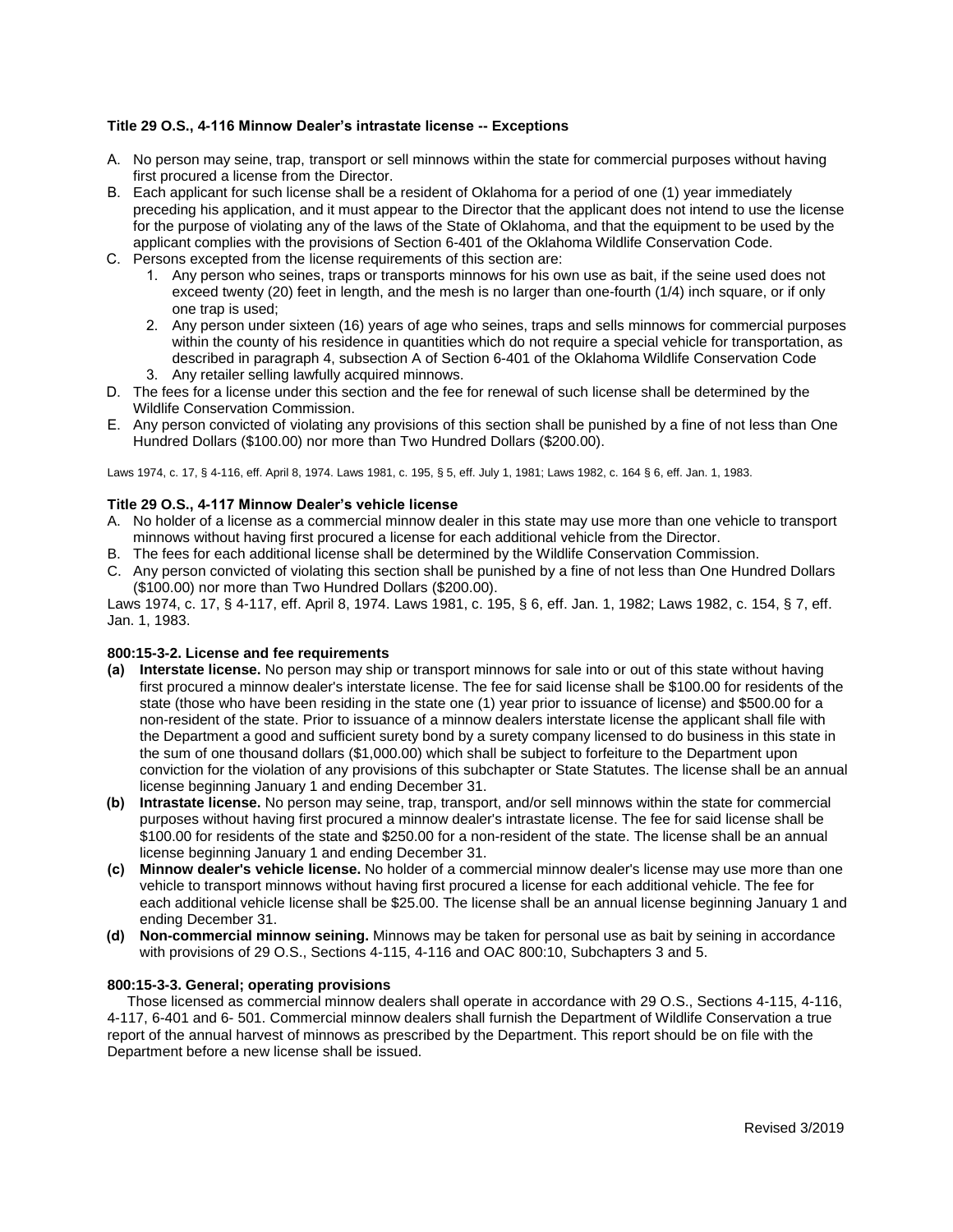**Title 29 O.S., 4-116 Minnow Dealer's intrastate license -- Exceptions**

A. No person may seine, trap, transport or sell minnows within the state for commercial purposes without having first procured a license from the Director.
B. Each applicant for such license shall be a resident of Oklahoma for a period of one (1) year immediately preceding his application, and it must appear to the Director that the applicant does not intend to use the license for the purpose of violating any of the laws of the State of Oklahoma, and that the equipment to be used by the applicant complies with the provisions of Section 6-401 of the Oklahoma Wildlife Conservation Code.
C. Persons excepted from the license requirements of this section are:
   1. Any person who seines, traps or transports minnows for his own use as bait, if the seine used does not exceed twenty (20) feet in length, and the mesh is no larger than one-fourth (1/4) inch square, or if only one trap is used;
   2. Any person under sixteen (16) years of age who seines, traps and sells minnows for commercial purposes within the county of his residence in quantities which do not require a special vehicle for transportation, as described in paragraph 4, subsection A of Section 6-401 of the Oklahoma Wildlife Conservation Code
   3. Any retailer selling lawfully acquired minnows.
D. The fees for a license under this section and the fee for renewal of such license shall be determined by the Wildlife Conservation Commission.
E. Any person convicted of violating any provisions of this section shall be punished by a fine of not less than One Hundred Dollars ($100.00) nor more than Two Hundred Dollars ($200.00).

Laws 1974, c. 17, § 4-116, eff. April 8, 1974. Laws 1981, c. 195, § 5, eff. July 1, 1981; Laws 1982, c. 164 § 6, eff. Jan. 1, 1983.

**Title 29 O.S., 4-117 Minnow Dealer's vehicle license**

A. No holder of a license as a commercial minnow dealer in this state may use more than one vehicle to transport minnows without having first procured a license for each additional vehicle from the Director.
B. The fees for each additional license shall be determined by the Wildlife Conservation Commission.
C. Any person convicted of violating this section shall be punished by a fine of not less than One Hundred Dollars ($100.00) nor more than Two Hundred Dollars ($200.00).

Laws 1974, c. 17, § 4-117, eff. April 8, 1974. Laws 1981, c. 195, § 6, eff. Jan. 1, 1982; Laws 1982, c. 154, § 7, eff. Jan. 1, 1983.

**800:15-3-2. License and fee requirements**

**(a) Interstate license.** No person may ship or transport minnows for sale into or out of this state without having first procured a minnow dealer's interstate license. The fee for said license shall be $100.00 for residents of the state (those who have been residing in the state one (1) year prior to issuance of license) and $500.00 for a non-resident of the state. Prior to issuance of a minnow dealers interstate license the applicant shall file with the Department a good and sufficient surety bond by a surety company licensed to do business in this state in the sum of one thousand dollars ($1,000.00) which shall be subject to forfeiture to the Department upon conviction for the violation of any provisions of this subchapter or State Statutes. The license shall be an annual license beginning January 1 and ending December 31.

**(b) Intrastate license.** No person may seine, trap, transport, and/or sell minnows within the state for commercial purposes without having first procured a minnow dealer's intrastate license. The fee for said license shall be $100.00 for residents of the state and $250.00 for a non-resident of the state. The license shall be an annual license beginning January 1 and ending December 31.

**(c) Minnow dealer's vehicle license.** No holder of a commercial minnow dealer's license may use more than one vehicle to transport minnows without having first procured a license for each additional vehicle. The fee for each additional vehicle license shall be $25.00. The license shall be an annual license beginning January 1 and ending December 31.

**(d) Non-commercial minnow seining.** Minnows may be taken for personal use as bait by seining in accordance with provisions of 29 O.S., Sections 4-115, 4-116 and OAC 800:10, Subchapters 3 and 5.

**800:15-3-3. General; operating provisions**

Those licensed as commercial minnow dealers shall operate in accordance with 29 O.S., Sections 4-115, 4-116, 4-117, 6-401 and 6- 501. Commercial minnow dealers shall furnish the Department of Wildlife Conservation a true report of the annual harvest of minnows as prescribed by the Department. This report should be on file with the Department before a new license shall be issued.

Revised 3/2019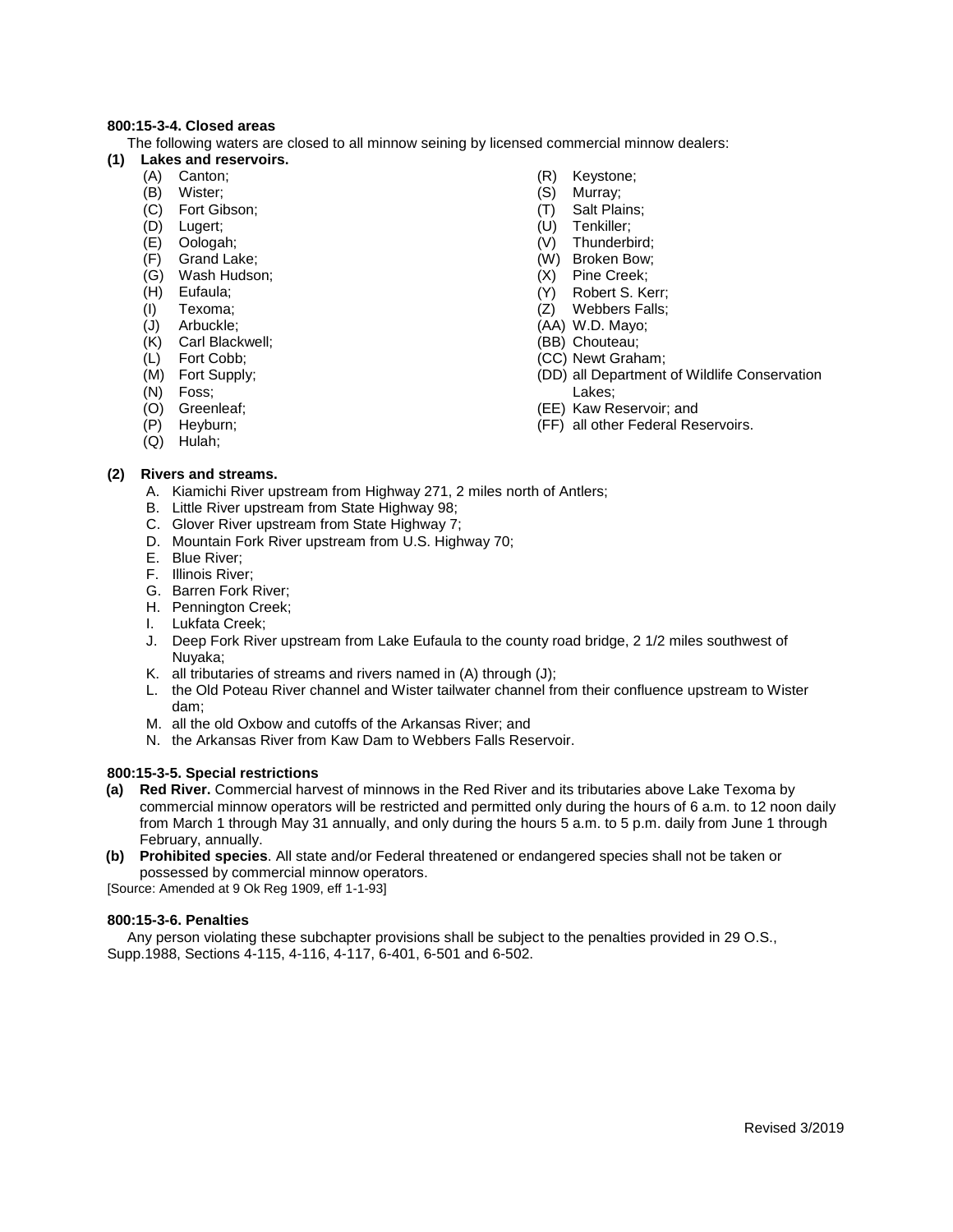**800:15-3-4. Closed areas**

The following waters are closed to all minnow seining by licensed commercial minnow dealers:

**(1) Lakes and reservoirs.**

(A) Canton;
(B) Wister;
(C) Fort Gibson;
(D) Lugert;
(E) Oologah;
(F) Grand Lake;
(G) Wash Hudson;
(H) Eufaula;
(I) Texoma;
(J) Arbuckle;
(K) Carl Blackwell;
(L) Fort Cobb;
(M) Fort Supply;
(N) Foss;
(O) Greenleaf;
(P) Heyburn;
(Q) Hulah;
(R) Keystone;
(S) Murray;
(T) Salt Plains;
(U) Tenkiller;
(V) Thunderbird;
(W) Broken Bow;
(X) Pine Creek;
(Y) Robert S. Kerr;
(Z) Webbers Falls;
(AA) W.D. Mayo;
(BB) Chouteau;
(CC) Newt Graham;
(DD) all Department of Wildlife Conservation Lakes;
(EE) Kaw Reservoir; and
(FF) all other Federal Reservoirs.

**(2) Rivers and streams.**

A. Kiamichi River upstream from Highway 271, 2 miles north of Antlers;
B. Little River upstream from State Highway 98;
C. Glover River upstream from State Highway 7;
D. Mountain Fork River upstream from U.S. Highway 70;
E. Blue River;
F. Illinois River;
G. Barren Fork River;
H. Pennington Creek;
I. Lukfata Creek;
J. Deep Fork River upstream from Lake Eufaula to the county road bridge, 2 1/2 miles southwest of Nuyaka;
K. all tributaries of streams and rivers named in (A) through (J);
L. the Old Poteau River channel and Wister tailwater channel from their confluence upstream to Wister dam;
M. all the old Oxbow and cutoffs of the Arkansas River; and
N. the Arkansas River from Kaw Dam to Webbers Falls Reservoir.

**800:15-3-5. Special restrictions**

**(a) Red River.** Commercial harvest of minnows in the Red River and its tributaries above Lake Texoma by commercial minnow operators will be restricted and permitted only during the hours of 6 a.m. to 12 noon daily from March 1 through May 31 annually, and only during the hours 5 a.m. to 5 p.m. daily from June 1 through February, annually.

**(b) Prohibited species**. All state and/or Federal threatened or endangered species shall not be taken or possessed by commercial minnow operators.

[Source: Amended at 9 Ok Reg 1909, eff 1-1-93]

**800:15-3-6. Penalties**

Any person violating these subchapter provisions shall be subject to the penalties provided in 29 O.S., Supp.1988, Sections 4-115, 4-116, 4-117, 6-401, 6-501 and 6-502.

Revised 3/2019